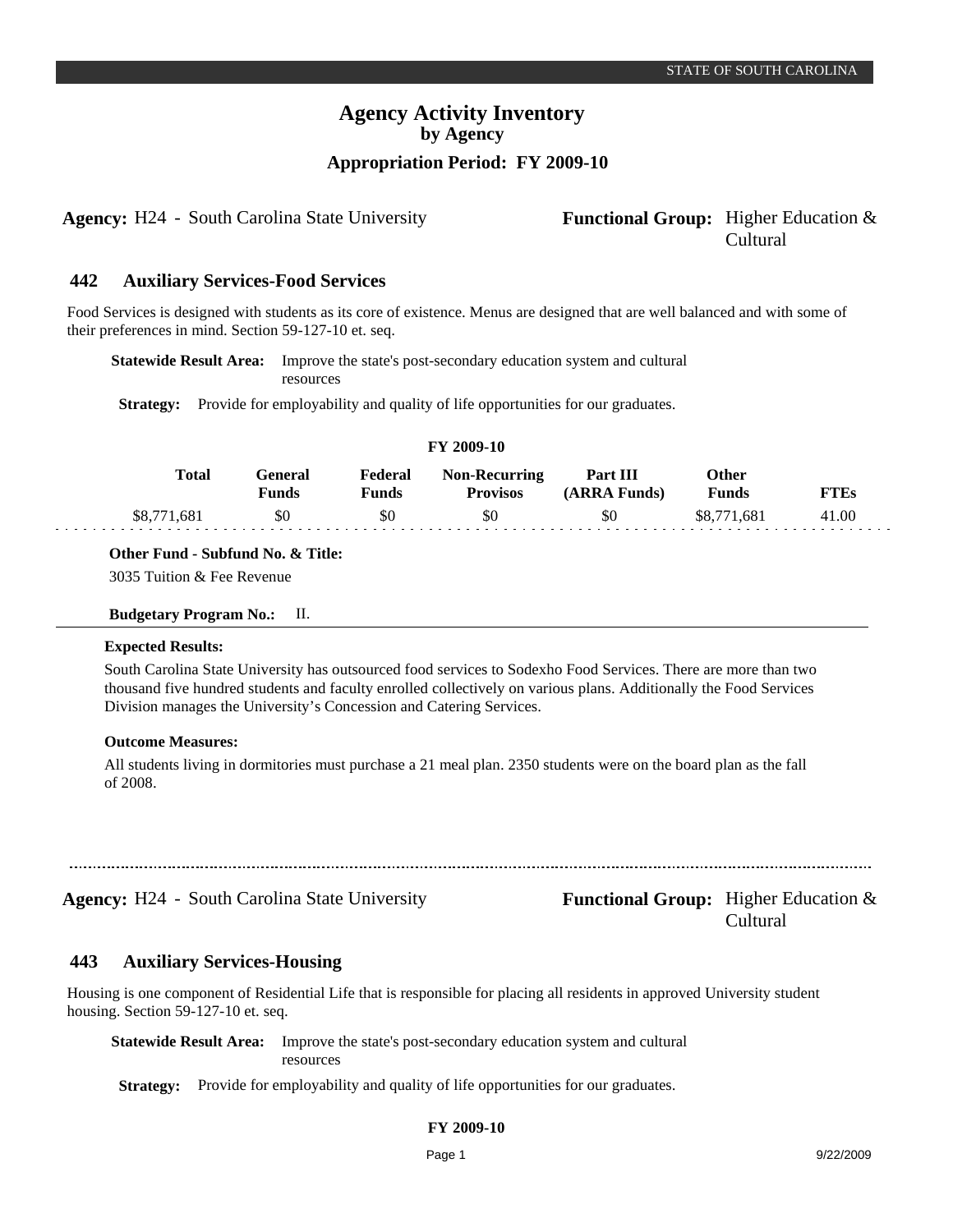# Agency Activity Inventory

## by Agency

### Appropriation Period: FY 2009-10

**Agency:** H24 - South Carolina State University **Functional Group:** Higher Education & Cultural

## 442 Auxiliary Services-Food Services

Food Services is designed with students as its core of existence. Menus are designed that are well balanced and with some of their preferences in mind. Section 59-127-10 et. seq.

**Statewide Result Area:** Improve the state's post-secondary education system and cultural resources

**Strategy:** Provide for employability and quality of life opportunities for our graduates.

**FY 2009-10**

| Total | General Funds | Federal Funds | Non-Recurring Provisos | Part III (ARRA Funds) | Other Funds | FTEs |
|---|---|---|---|---|---|---|
| $8,771,681 | $0 | $0 | $0 | $0 | $8,771,681 | 41.00 |

**Other Fund - Subfund No. & Title:**

3035 Tuition & Fee Revenue

**Budgetary Program No.:** II.

**Expected Results:**

South Carolina State University has outsourced food services to Sodexho Food Services. There are more than two thousand five hundred students and faculty enrolled collectively on various plans. Additionally the Food Services Division manages the University's Concession and Catering Services.

**Outcome Measures:**

All students living in dormitories must purchase a 21 meal plan. 2350 students were on the board plan as the fall of 2008.

---

**Agency:** H24 - South Carolina State University **Functional Group:** Higher Education & Cultural

## 443 Auxiliary Services-Housing

Housing is one component of Residential Life that is responsible for placing all residents in approved University student housing. Section 59-127-10 et. seq.

**Statewide Result Area:** Improve the state's post-secondary education system and cultural resources

**Strategy:** Provide for employability and quality of life opportunities for our graduates.

**FY 2009-10**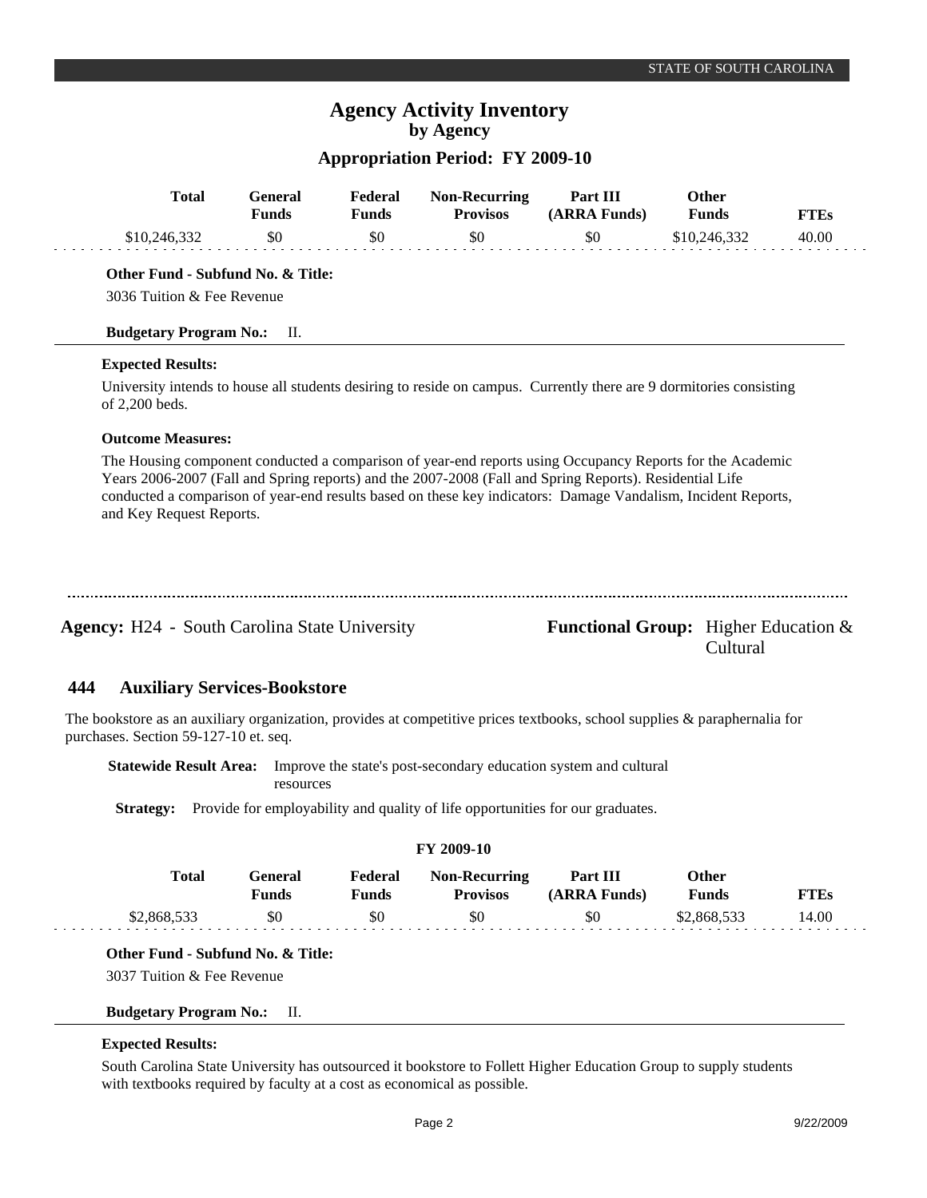# Agency Activity Inventory
## by Agency
### Appropriation Period: FY 2009-10

| Total | General Funds | Federal Funds | Non-Recurring Provisos | Part III (ARRA Funds) | Other Funds | FTEs |
|---|---|---|---|---|---|---|
| $10,246,332 | $0 | $0 | $0 | $0 | $10,246,332 | 40.00 |

**Other Fund - Subfund No. & Title:**

3036 Tuition & Fee Revenue

**Budgetary Program No.:** II.

**Expected Results:**

University intends to house all students desiring to reside on campus. Currently there are 9 dormitories consisting of 2,200 beds.

**Outcome Measures:**

The Housing component conducted a comparison of year-end reports using Occupancy Reports for the Academic Years 2006-2007 (Fall and Spring reports) and the 2007-2008 (Fall and Spring Reports). Residential Life conducted a comparison of year-end results based on these key indicators: Damage Vandalism, Incident Reports, and Key Request Reports.

---

**Agency:** H24 - South Carolina State University

**Functional Group:** Higher Education & Cultural

## 444 Auxiliary Services-Bookstore

The bookstore as an auxiliary organization, provides at competitive prices textbooks, school supplies & paraphernalia for purchases. Section 59-127-10 et. seq.

**Statewide Result Area:** Improve the state's post-secondary education system and cultural resources

**Strategy:** Provide for employability and quality of life opportunities for our graduates.

**FY 2009-10**

| Total | General Funds | Federal Funds | Non-Recurring Provisos | Part III (ARRA Funds) | Other Funds | FTEs |
|---|---|---|---|---|---|---|
| $2,868,533 | $0 | $0 | $0 | $0 | $2,868,533 | 14.00 |

**Other Fund - Subfund No. & Title:**

3037 Tuition & Fee Revenue

**Budgetary Program No.:** II.

**Expected Results:**

South Carolina State University has outsourced it bookstore to Follett Higher Education Group to supply students with textbooks required by faculty at a cost as economical as possible.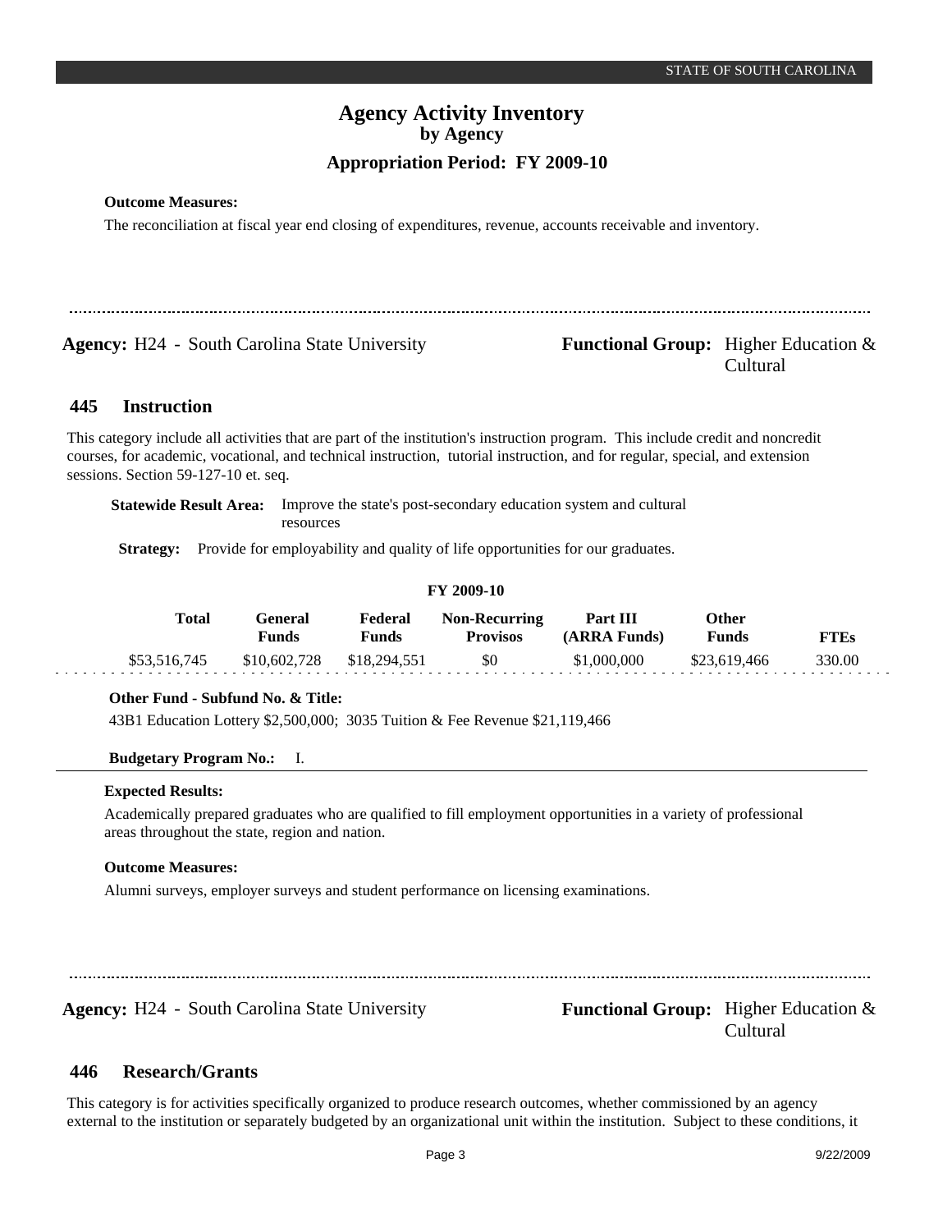**Outcome Measures:**

The reconciliation at fiscal year end closing of expenditures, revenue, accounts receivable and inventory.

---

**Agency:** H24 - South Carolina State University **Functional Group:** Higher Education & Cultural

## 445 Instruction

This category include all activities that are part of the institution's instruction program. This include credit and noncredit courses, for academic, vocational, and technical instruction, tutorial instruction, and for regular, special, and extension sessions. Section 59-127-10 et. seq.

**Statewide Result Area:** Improve the state's post-secondary education system and cultural resources

**Strategy:** Provide for employability and quality of life opportunities for our graduates.

**FY 2009-10**

| Total | General Funds | Federal Funds | Non-Recurring Provisos | Part III (ARRA Funds) | Other Funds | FTEs |
|---|---|---|---|---|---|---|
| $53,516,745 | $10,602,728 | $18,294,551 | $0 | $1,000,000 | $23,619,466 | 330.00 |

**Other Fund - Subfund No. & Title:**

43B1 Education Lottery $2,500,000; 3035 Tuition & Fee Revenue $21,119,466

**Budgetary Program No.:** I.

**Expected Results:**

Academically prepared graduates who are qualified to fill employment opportunities in a variety of professional areas throughout the state, region and nation.

**Outcome Measures:**

Alumni surveys, employer surveys and student performance on licensing examinations.

---

**Agency:** H24 - South Carolina State University **Functional Group:** Higher Education & Cultural

## 446 Research/Grants

This category is for activities specifically organized to produce research outcomes, whether commissioned by an agency external to the institution or separately budgeted by an organizational unit within the institution. Subject to these conditions, it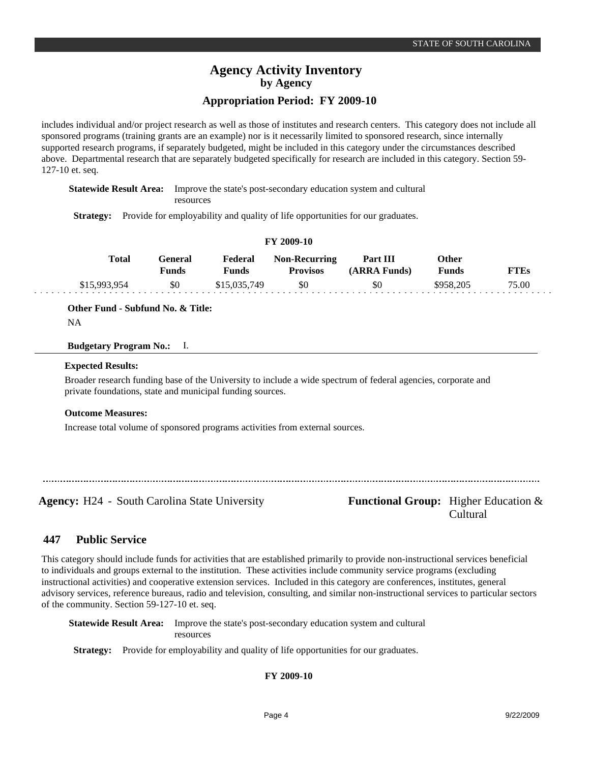includes individual and/or project research as well as those of institutes and research centers. This category does not include all sponsored programs (training grants are an example) nor is it necessarily limited to sponsored research, since internally supported research programs, if separately budgeted, might be included in this category under the circumstances described above. Departmental research that are separately budgeted specifically for research are included in this category. Section 59-127-10 et. seq.

**Statewide Result Area:** Improve the state's post-secondary education system and cultural resources

**Strategy:** Provide for employability and quality of life opportunities for our graduates.

**FY 2009-10**

| Total | General Funds | Federal Funds | Non-Recurring Provisos | Part III (ARRA Funds) | Other Funds | FTEs |
|---|---|---|---|---|---|---|
| $15,993,954 | $0 | $15,035,749 | $0 | $0 | $958,205 | 75.00 |

**Other Fund - Subfund No. & Title:**

NA

**Budgetary Program No.:** I.

**Expected Results:**

Broader research funding base of the University to include a wide spectrum of federal agencies, corporate and private foundations, state and municipal funding sources.

**Outcome Measures:**

Increase total volume of sponsored programs activities from external sources.

---

**Agency:** H24 - South Carolina State University

**Functional Group:** Higher Education & Cultural

## 447 Public Service

This category should include funds for activities that are established primarily to provide non-instructional services beneficial to individuals and groups external to the institution. These activities include community service programs (excluding instructional activities) and cooperative extension services. Included in this category are conferences, institutes, general advisory services, reference bureaus, radio and television, consulting, and similar non-instructional services to particular sectors of the community. Section 59-127-10 et. seq.

**Statewide Result Area:** Improve the state's post-secondary education system and cultural resources

**Strategy:** Provide for employability and quality of life opportunities for our graduates.

**FY 2009-10**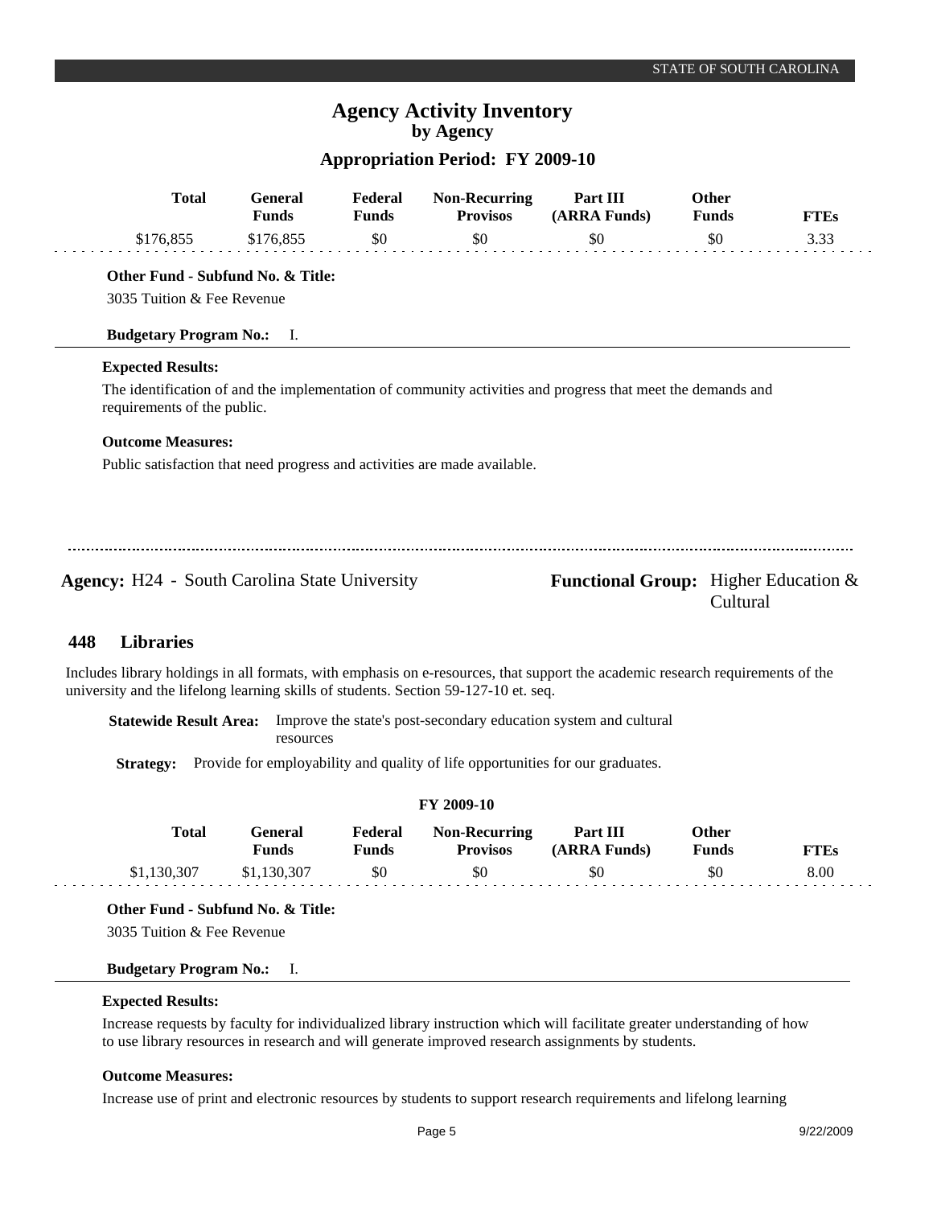| Total | General Funds | Federal Funds | Non-Recurring Provisos | Part III (ARRA Funds) | Other Funds | FTEs |
|---|---|---|---|---|---|---|
| $176,855 | $176,855 | $0 | $0 | $0 | $0 | 3.33 |

**Other Fund - Subfund No. & Title:**

3035 Tuition & Fee Revenue

**Budgetary Program No.:** I.

**Expected Results:**

The identification of and the implementation of community activities and progress that meet the demands and requirements of the public.

**Outcome Measures:**

Public satisfaction that need progress and activities are made available.

---

**Agency:** H24 - South Carolina State University

**Functional Group:** Higher Education & Cultural

## 448 Libraries

Includes library holdings in all formats, with emphasis on e-resources, that support the academic research requirements of the university and the lifelong learning skills of students. Section 59-127-10 et. seq.

**Statewide Result Area:** Improve the state's post-secondary education system and cultural resources

**Strategy:** Provide for employability and quality of life opportunities for our graduates.

**FY 2009-10**

| Total | General Funds | Federal Funds | Non-Recurring Provisos | Part III (ARRA Funds) | Other Funds | FTEs |
|---|---|---|---|---|---|---|
| $1,130,307 | $1,130,307 | $0 | $0 | $0 | $0 | 8.00 |

**Other Fund - Subfund No. & Title:**

3035 Tuition & Fee Revenue

**Budgetary Program No.:** I.

**Expected Results:**

Increase requests by faculty for individualized library instruction which will facilitate greater understanding of how to use library resources in research and will generate improved research assignments by students.

**Outcome Measures:**

Increase use of print and electronic resources by students to support research requirements and lifelong learning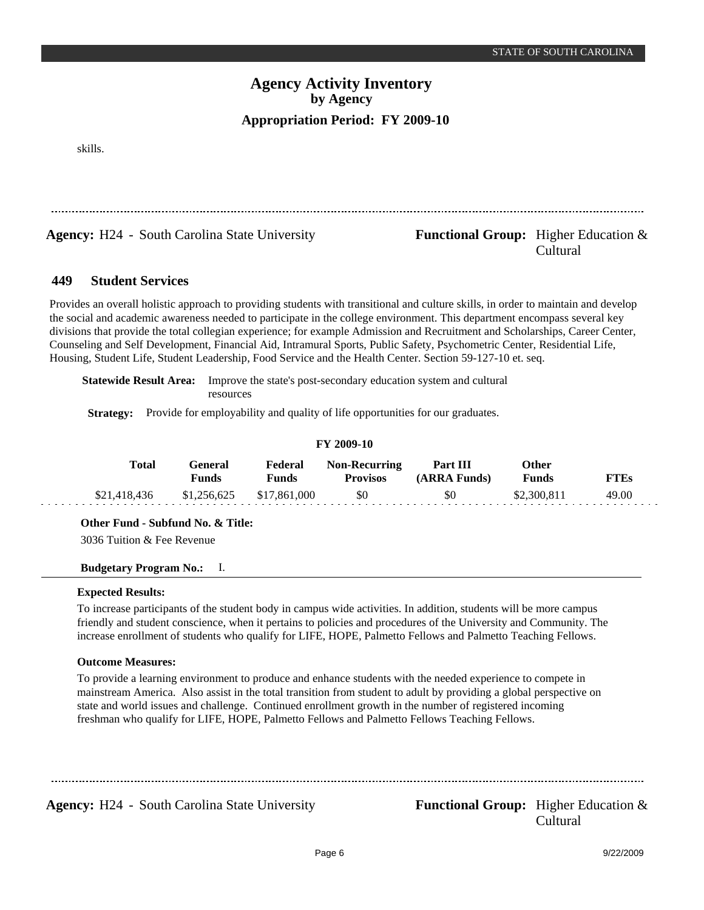skills.

---

**Agency:** H24 - South Carolina State University **Functional Group:** Higher Education & Cultural

## 449 Student Services

Provides an overall holistic approach to providing students with transitional and culture skills, in order to maintain and develop the social and academic awareness needed to participate in the college environment. This department encompass several key divisions that provide the total collegian experience; for example Admission and Recruitment and Scholarships, Career Center, Counseling and Self Development, Financial Aid, Intramural Sports, Public Safety, Psychometric Center, Residential Life, Housing, Student Life, Student Leadership, Food Service and the Health Center. Section 59-127-10 et. seq.

**Statewide Result Area:** Improve the state's post-secondary education system and cultural resources

**Strategy:** Provide for employability and quality of life opportunities for our graduates.

**FY 2009-10**

| Total | General Funds | Federal Funds | Non-Recurring Provisos | Part III (ARRA Funds) | Other Funds | FTEs |
|---|---|---|---|---|---|---|
| $21,418,436 | $1,256,625 | $17,861,000 | $0 | $0 | $2,300,811 | 49.00 |

**Other Fund - Subfund No. & Title:**

3036 Tuition & Fee Revenue

**Budgetary Program No.:** I.

**Expected Results:**

To increase participants of the student body in campus wide activities. In addition, students will be more campus friendly and student conscience, when it pertains to policies and procedures of the University and Community. The increase enrollment of students who qualify for LIFE, HOPE, Palmetto Fellows and Palmetto Teaching Fellows.

**Outcome Measures:**

To provide a learning environment to produce and enhance students with the needed experience to compete in mainstream America. Also assist in the total transition from student to adult by providing a global perspective on state and world issues and challenge. Continued enrollment growth in the number of registered incoming freshman who qualify for LIFE, HOPE, Palmetto Fellows and Palmetto Fellows Teaching Fellows.

---

**Agency:** H24 - South Carolina State University **Functional Group:** Higher Education & Cultural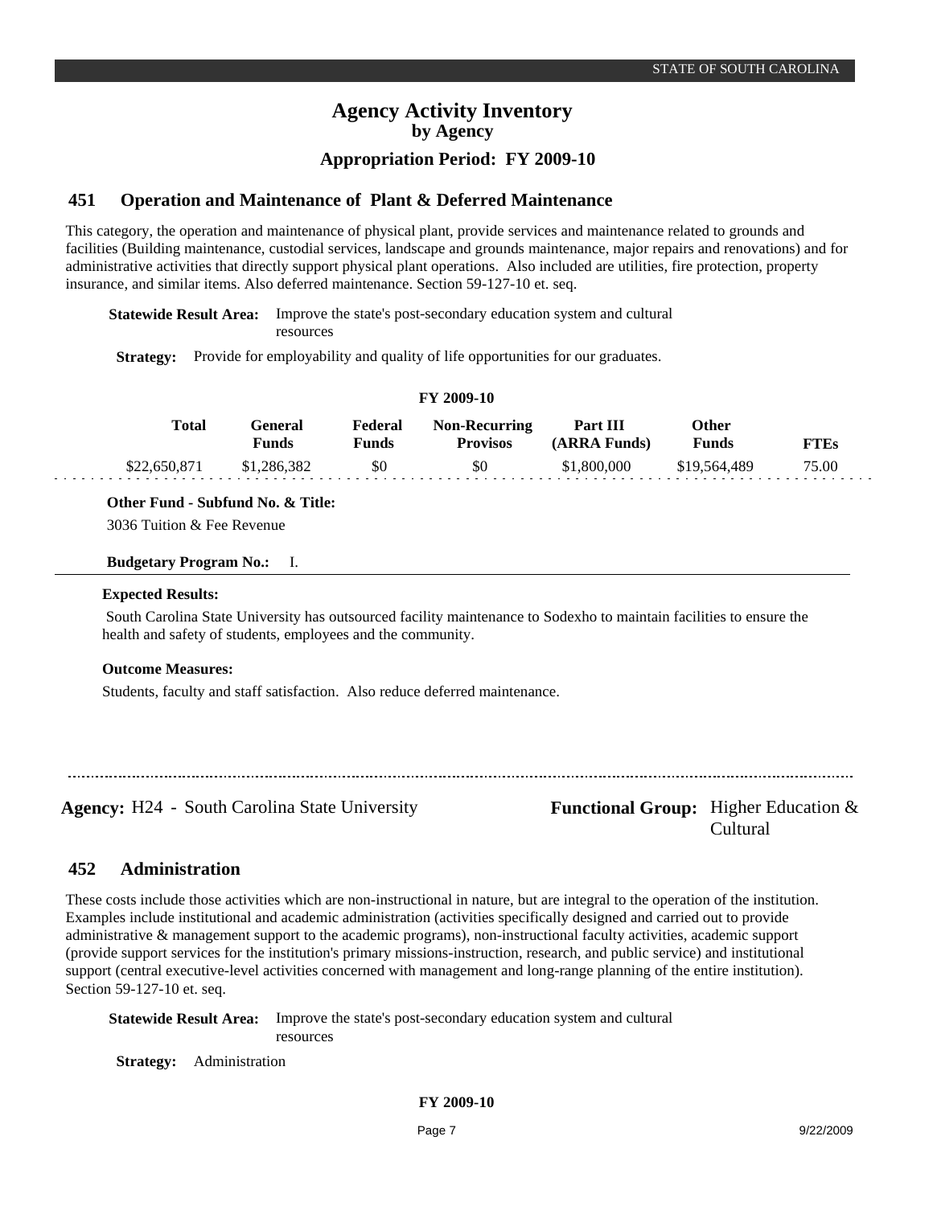# Agency Activity Inventory
## by Agency
### Appropriation Period: FY 2009-10

## 451 Operation and Maintenance of Plant & Deferred Maintenance

This category, the operation and maintenance of physical plant, provide services and maintenance related to grounds and facilities (Building maintenance, custodial services, landscape and grounds maintenance, major repairs and renovations) and for administrative activities that directly support physical plant operations. Also included are utilities, fire protection, property insurance, and similar items. Also deferred maintenance. Section 59-127-10 et. seq.

**Statewide Result Area:** Improve the state's post-secondary education system and cultural resources

**Strategy:** Provide for employability and quality of life opportunities for our graduates.

**FY 2009-10**

| Total | General Funds | Federal Funds | Non-Recurring Provisos | Part III (ARRA Funds) | Other Funds | FTEs |
|---|---|---|---|---|---|---|
| $22,650,871 | $1,286,382 | $0 | $0 | $1,800,000 | $19,564,489 | 75.00 |

**Other Fund - Subfund No. & Title:**

3036 Tuition & Fee Revenue

**Budgetary Program No.:** I.

**Expected Results:**

South Carolina State University has outsourced facility maintenance to Sodexho to maintain facilities to ensure the health and safety of students, employees and the community.

**Outcome Measures:**

Students, faculty and staff satisfaction. Also reduce deferred maintenance.

---

**Agency:** H24 - South Carolina State University

**Functional Group:** Higher Education & Cultural

## 452 Administration

These costs include those activities which are non-instructional in nature, but are integral to the operation of the institution. Examples include institutional and academic administration (activities specifically designed and carried out to provide administrative & management support to the academic programs), non-instructional faculty activities, academic support (provide support services for the institution's primary missions-instruction, research, and public service) and institutional support (central executive-level activities concerned with management and long-range planning of the entire institution). Section 59-127-10 et. seq.

**Statewide Result Area:** Improve the state's post-secondary education system and cultural resources

**Strategy:** Administration

**FY 2009-10**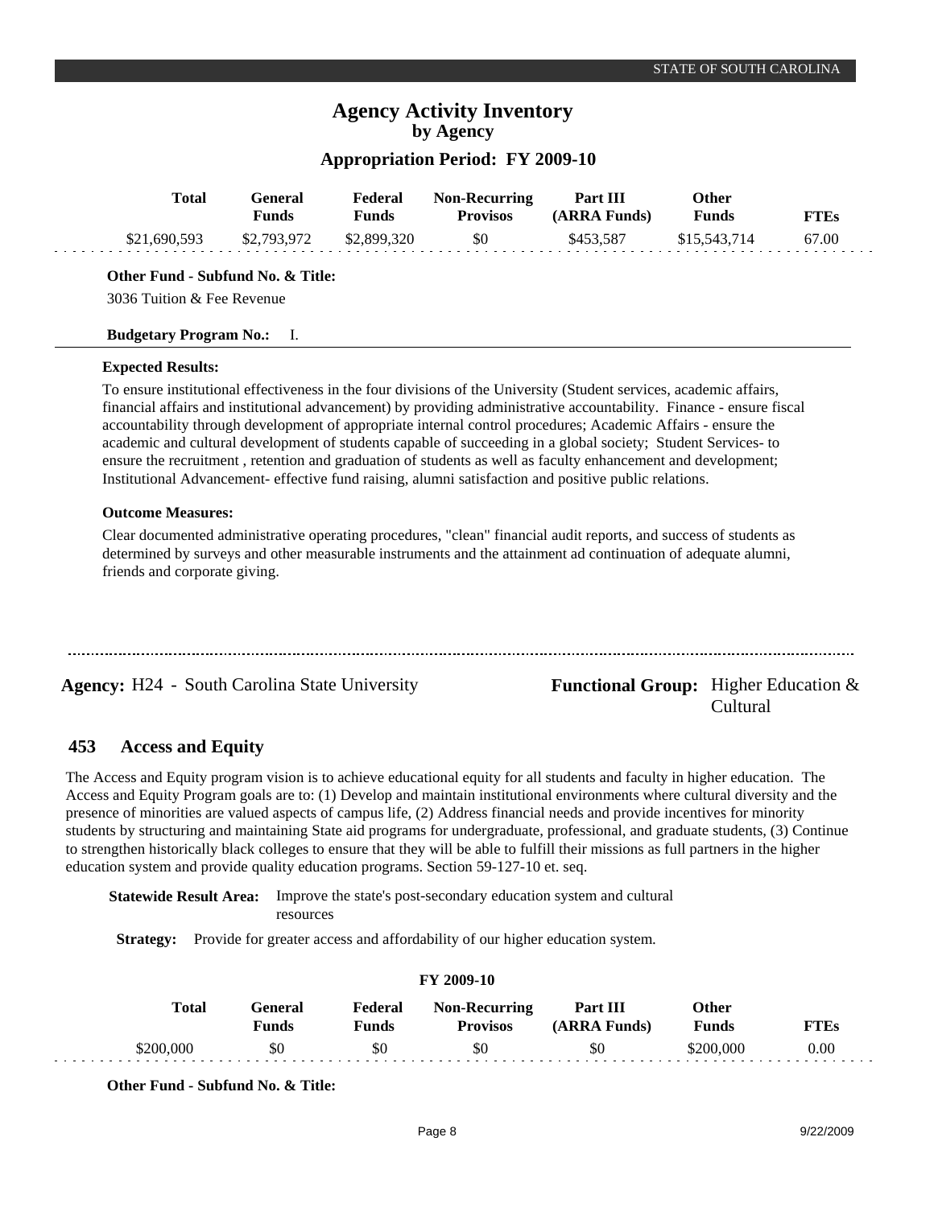# Agency Activity Inventory
## by Agency
### Appropriation Period: FY 2009-10

| Total | General Funds | Federal Funds | Non-Recurring Provisos | Part III (ARRA Funds) | Other Funds | FTEs |
|---|---|---|---|---|---|---|
| $21,690,593 | $2,793,972 | $2,899,320 | $0 | $453,587 | $15,543,714 | 67.00 |

**Other Fund - Subfund No. & Title:**

3036 Tuition & Fee Revenue

**Budgetary Program No.:** I.

**Expected Results:**

To ensure institutional effectiveness in the four divisions of the University (Student services, academic affairs, financial affairs and institutional advancement) by providing administrative accountability. Finance - ensure fiscal accountability through development of appropriate internal control procedures; Academic Affairs - ensure the academic and cultural development of students capable of succeeding in a global society; Student Services- to ensure the recruitment , retention and graduation of students as well as faculty enhancement and development; Institutional Advancement- effective fund raising, alumni satisfaction and positive public relations.

**Outcome Measures:**

Clear documented administrative operating procedures, "clean" financial audit reports, and success of students as determined by surveys and other measurable instruments and the attainment ad continuation of adequate alumni, friends and corporate giving.

---

**Agency:** H24 - South Carolina State University

**Functional Group:** Higher Education & Cultural

## 453 Access and Equity

The Access and Equity program vision is to achieve educational equity for all students and faculty in higher education. The Access and Equity Program goals are to: (1) Develop and maintain institutional environments where cultural diversity and the presence of minorities are valued aspects of campus life, (2) Address financial needs and provide incentives for minority students by structuring and maintaining State aid programs for undergraduate, professional, and graduate students, (3) Continue to strengthen historically black colleges to ensure that they will be able to fulfill their missions as full partners in the higher education system and provide quality education programs. Section 59-127-10 et. seq.

**Statewide Result Area:** Improve the state's post-secondary education system and cultural resources

**Strategy:** Provide for greater access and affordability of our higher education system.

**FY 2009-10**

| Total | General Funds | Federal Funds | Non-Recurring Provisos | Part III (ARRA Funds) | Other Funds | FTEs |
|---|---|---|---|---|---|---|
| $200,000 | $0 | $0 | $0 | $0 | $200,000 | 0.00 |

**Other Fund - Subfund No. & Title:**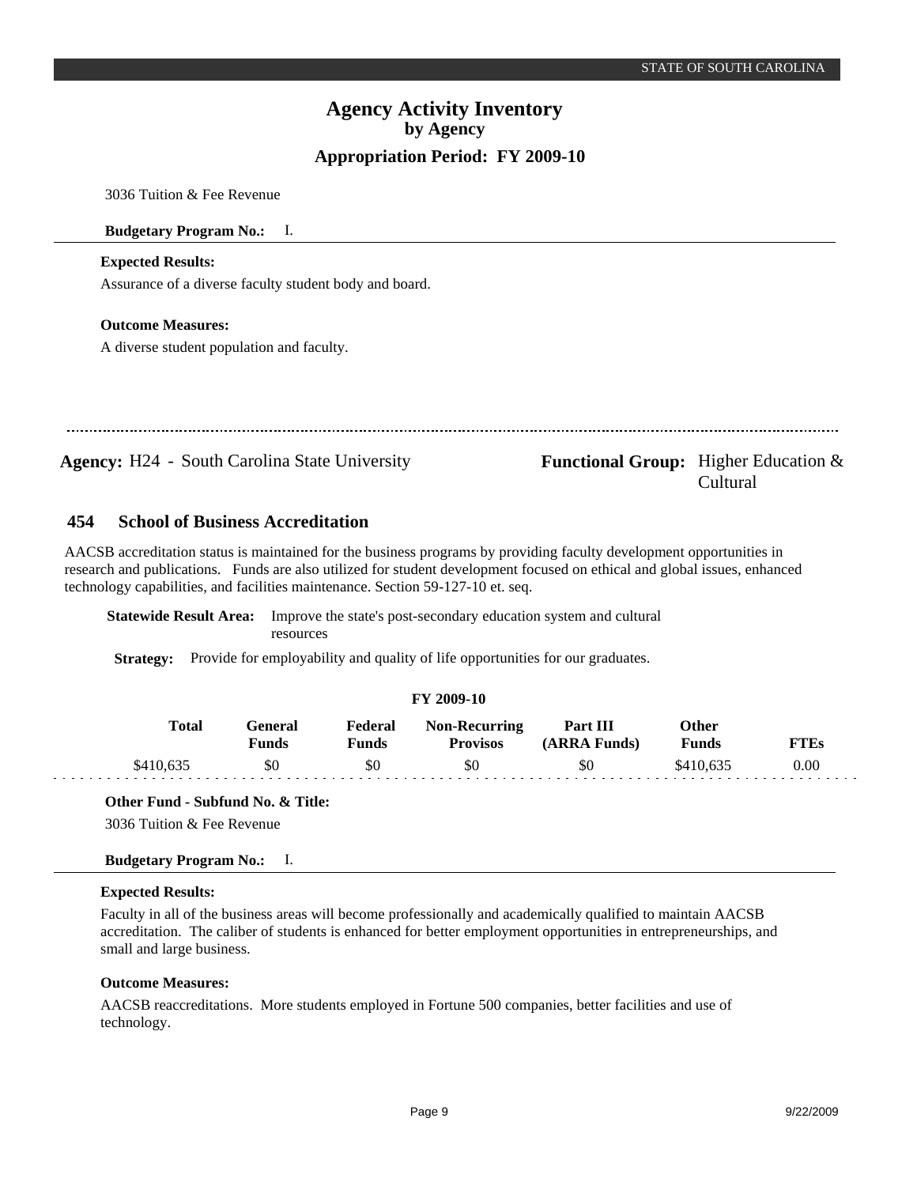3036 Tuition & Fee Revenue

**Budgetary Program No.:** I.

**Expected Results:**

Assurance of a diverse faculty student body and board.

**Outcome Measures:**

A diverse student population and faculty.

---

**Agency:** H24 - South Carolina State University

**Functional Group:** Higher Education & Cultural

## 454 School of Business Accreditation

AACSB accreditation status is maintained for the business programs by providing faculty development opportunities in research and publications. Funds are also utilized for student development focused on ethical and global issues, enhanced technology capabilities, and facilities maintenance. Section 59-127-10 et. seq.

**Statewide Result Area:** Improve the state's post-secondary education system and cultural resources

**Strategy:** Provide for employability and quality of life opportunities for our graduates.

**FY 2009-10**

| Total | General Funds | Federal Funds | Non-Recurring Provisos | Part III (ARRA Funds) | Other Funds | FTEs |
|---|---|---|---|---|---|---|
| $410,635 | $0 | $0 | $0 | $0 | $410,635 | 0.00 |

**Other Fund - Subfund No. & Title:**

3036 Tuition & Fee Revenue

**Budgetary Program No.:** I.

**Expected Results:**

Faculty in all of the business areas will become professionally and academically qualified to maintain AACSB accreditation. The caliber of students is enhanced for better employment opportunities in entrepreneurships, and small and large business.

**Outcome Measures:**

AACSB reaccreditations. More students employed in Fortune 500 companies, better facilities and use of technology.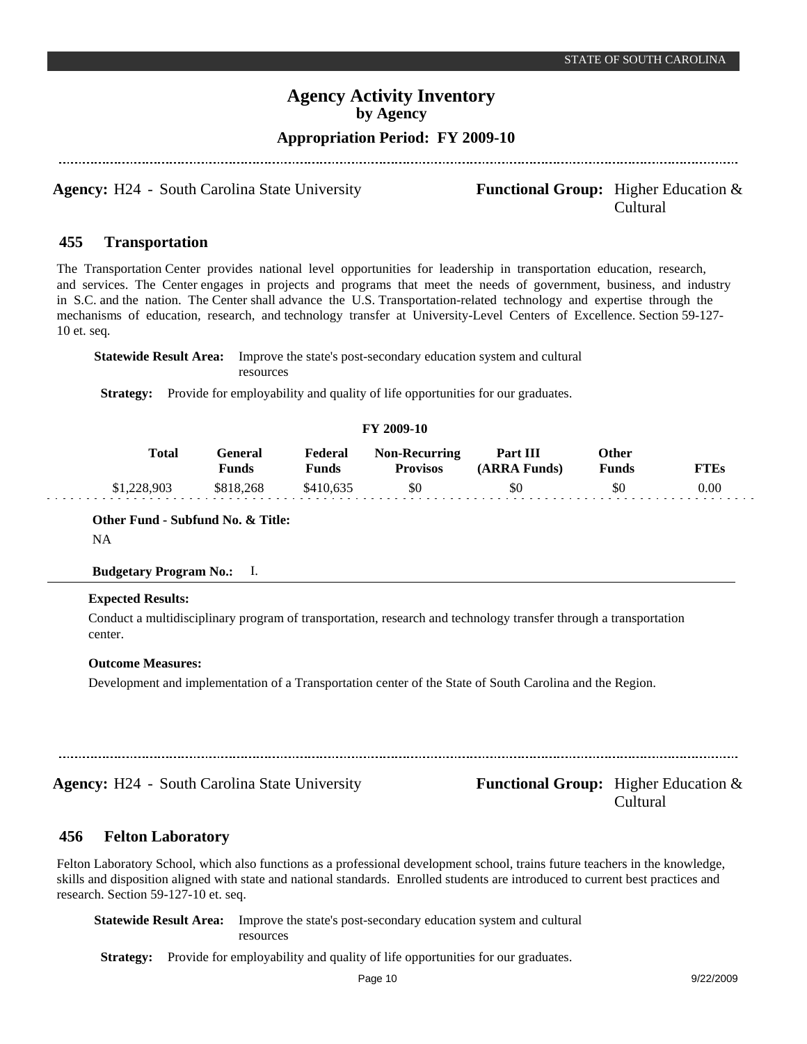**Agency:** H24 - South Carolina State University

**Functional Group:** Higher Education & Cultural

## 455 Transportation

The Transportation Center provides national level opportunities for leadership in transportation education, research, and services. The Center engages in projects and programs that meet the needs of government, business, and industry in S.C. and the nation. The Center shall advance the U.S. Transportation-related technology and expertise through the mechanisms of education, research, and technology transfer at University-Level Centers of Excellence. Section 59-127-10 et. seq.

**Statewide Result Area:** Improve the state's post-secondary education system and cultural resources

**Strategy:** Provide for employability and quality of life opportunities for our graduates.

**FY 2009-10**

| Total | General Funds | Federal Funds | Non-Recurring Provisos | Part III (ARRA Funds) | Other Funds | FTEs |
|---|---|---|---|---|---|---|
| $1,228,903 | $818,268 | $410,635 | $0 | $0 | $0 | 0.00 |

**Other Fund - Subfund No. & Title:**

NA

**Budgetary Program No.:** I.

**Expected Results:**

Conduct a multidisciplinary program of transportation, research and technology transfer through a transportation center.

**Outcome Measures:**

Development and implementation of a Transportation center of the State of South Carolina and the Region.

---

**Agency:** H24 - South Carolina State University

**Functional Group:** Higher Education & Cultural

## 456 Felton Laboratory

Felton Laboratory School, which also functions as a professional development school, trains future teachers in the knowledge, skills and disposition aligned with state and national standards. Enrolled students are introduced to current best practices and research. Section 59-127-10 et. seq.

**Statewide Result Area:** Improve the state's post-secondary education system and cultural resources

**Strategy:** Provide for employability and quality of life opportunities for our graduates.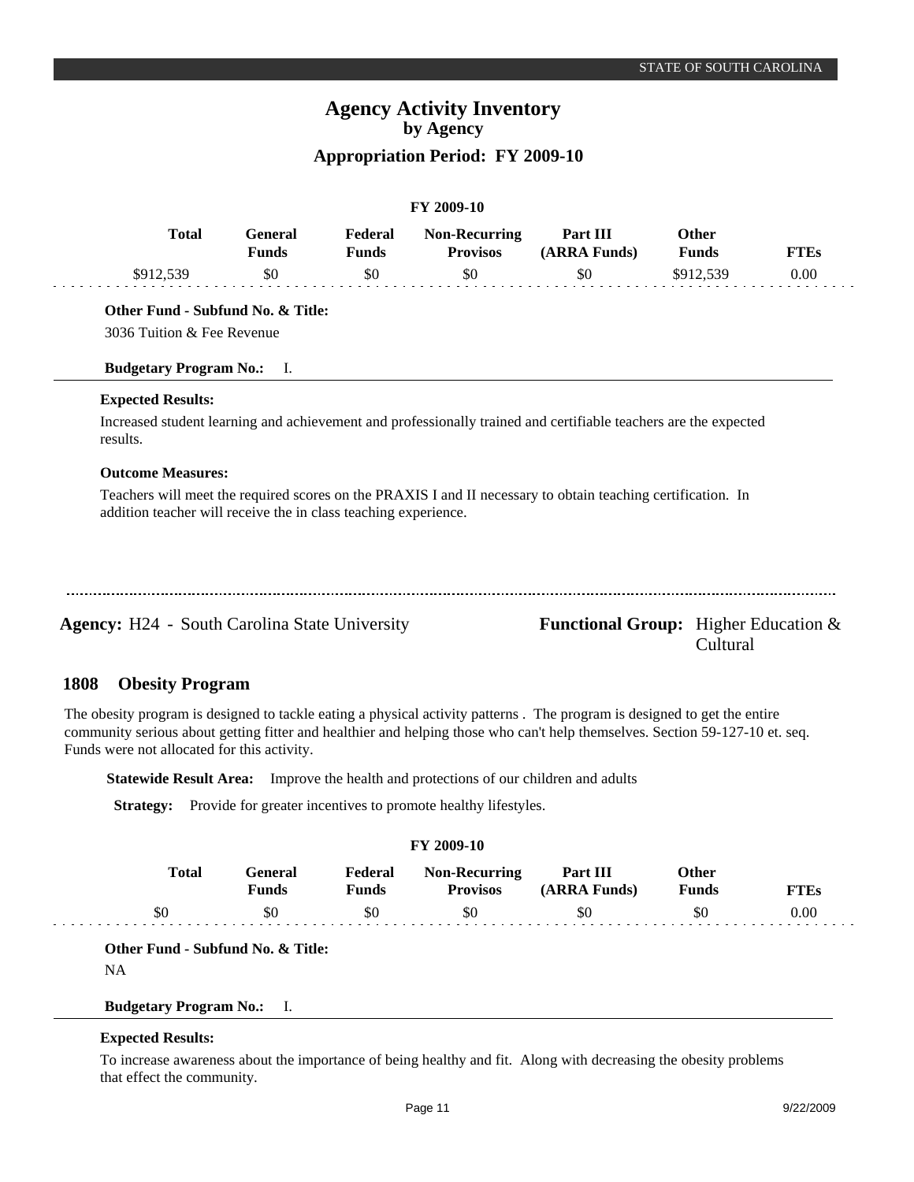## Agency Activity Inventory
### by Agency
### Appropriation Period: FY 2009-10

**FY 2009-10**

| Total | General Funds | Federal Funds | Non-Recurring Provisos | Part III (ARRA Funds) | Other Funds | FTEs |
|---|---|---|---|---|---|---|
| $912,539 | $0 | $0 | $0 | $0 | $912,539 | 0.00 |

**Other Fund - Subfund No. & Title:**

3036 Tuition & Fee Revenue

**Budgetary Program No.:** I.

**Expected Results:**

Increased student learning and achievement and professionally trained and certifiable teachers are the expected results.

**Outcome Measures:**

Teachers will meet the required scores on the PRAXIS I and II necessary to obtain teaching certification. In addition teacher will receive the in class teaching experience.

---

**Agency:** H24 - South Carolina State University

**Functional Group:** Higher Education & Cultural

## 1808 Obesity Program

The obesity program is designed to tackle eating a physical activity patterns . The program is designed to get the entire community serious about getting fitter and healthier and helping those who can't help themselves. Section 59-127-10 et. seq. Funds were not allocated for this activity.

**Statewide Result Area:** Improve the health and protections of our children and adults

**Strategy:** Provide for greater incentives to promote healthy lifestyles.

**FY 2009-10**

| Total | General Funds | Federal Funds | Non-Recurring Provisos | Part III (ARRA Funds) | Other Funds | FTEs |
|---|---|---|---|---|---|---|
| $0 | $0 | $0 | $0 | $0 | $0 | 0.00 |

**Other Fund - Subfund No. & Title:**

NA

**Budgetary Program No.:** I.

**Expected Results:**

To increase awareness about the importance of being healthy and fit. Along with decreasing the obesity problems that effect the community.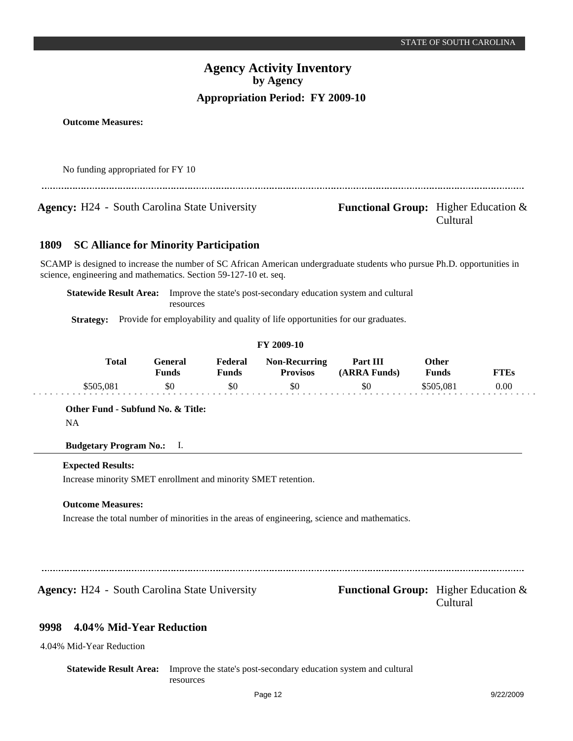**Outcome Measures:**

No funding appropriated for FY 10

---

**Agency:** H24 - South Carolina State University **Functional Group:** Higher Education & Cultural

## 1809 SC Alliance for Minority Participation

SCAMP is designed to increase the number of SC African American undergraduate students who pursue Ph.D. opportunities in science, engineering and mathematics. Section 59-127-10 et. seq.

**Statewide Result Area:** Improve the state's post-secondary education system and cultural resources

**Strategy:** Provide for employability and quality of life opportunities for our graduates.

**FY 2009-10**

| Total | General Funds | Federal Funds | Non-Recurring Provisos | Part III (ARRA Funds) | Other Funds | FTEs |
|---|---|---|---|---|---|---|
| $505,081 | $0 | $0 | $0 | $0 | $505,081 | 0.00 |

**Other Fund - Subfund No. & Title:**
NA

**Budgetary Program No.:** I.

**Expected Results:**
Increase minority SMET enrollment and minority SMET retention.

**Outcome Measures:**
Increase the total number of minorities in the areas of engineering, science and mathematics.

---

**Agency:** H24 - South Carolina State University **Functional Group:** Higher Education & Cultural

## 9998 4.04% Mid-Year Reduction

4.04% Mid-Year Reduction

**Statewide Result Area:** Improve the state's post-secondary education system and cultural resources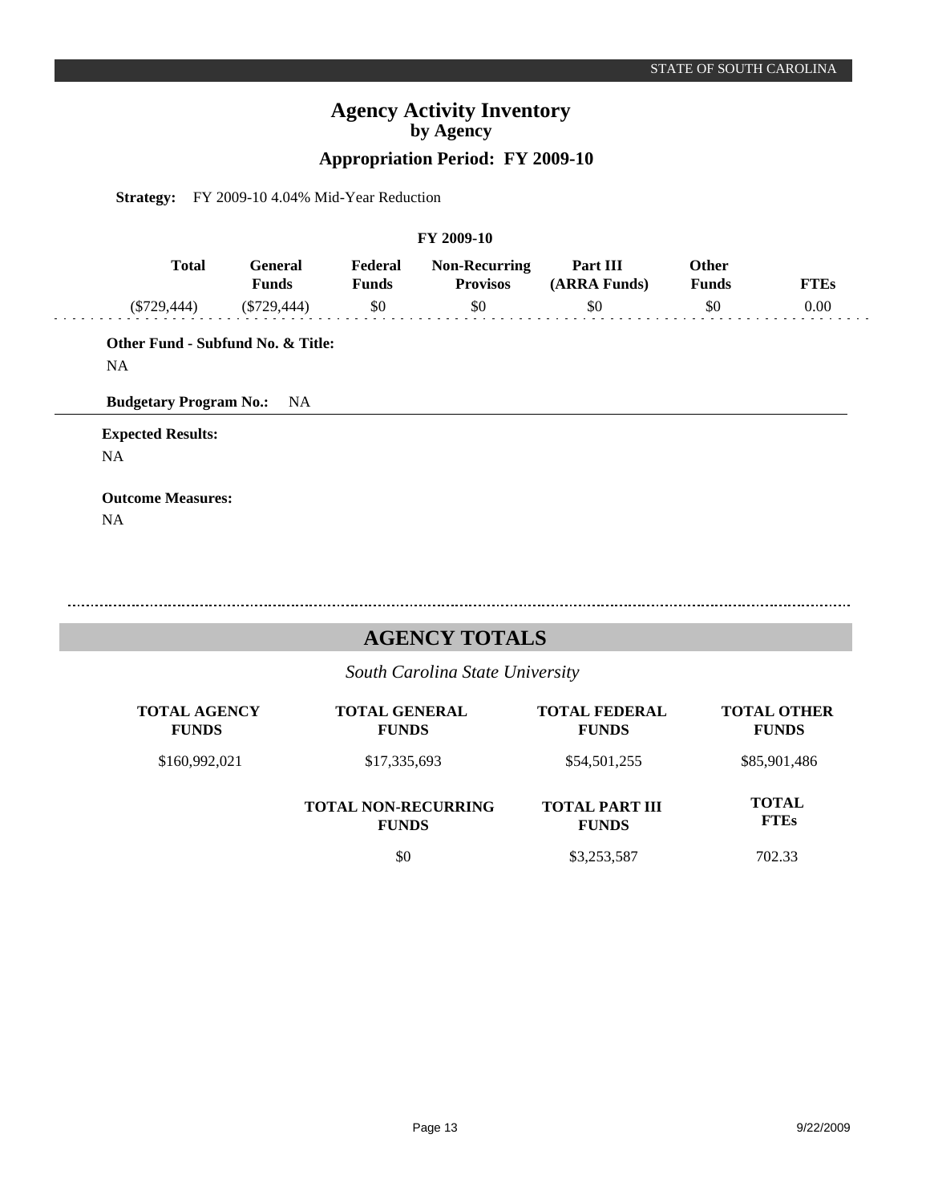# Agency Activity Inventory
## by Agency
## Appropriation Period: FY 2009-10

**Strategy:** FY 2009-10 4.04% Mid-Year Reduction

**FY 2009-10**

| Total | General Funds | Federal Funds | Non-Recurring Provisos | Part III (ARRA Funds) | Other Funds | FTEs |
|---|---|---|---|---|---|---|
| ($729,444) | ($729,444) | $0 | $0 | $0 | $0 | 0.00 |

**Other Fund - Subfund No. & Title:**

NA

**Budgetary Program No.:** NA

**Expected Results:**

NA

**Outcome Measures:**

NA

## AGENCY TOTALS

*South Carolina State University*

| TOTAL AGENCY FUNDS | TOTAL GENERAL FUNDS | TOTAL FEDERAL FUNDS | TOTAL OTHER FUNDS |
|---|---|---|---|
| $160,992,021 | $17,335,693 | $54,501,255 | $85,901,486 |

| TOTAL NON-RECURRING FUNDS | TOTAL PART III FUNDS | TOTAL FTEs |
|---|---|---|
| $0 | $3,253,587 | 702.33 |